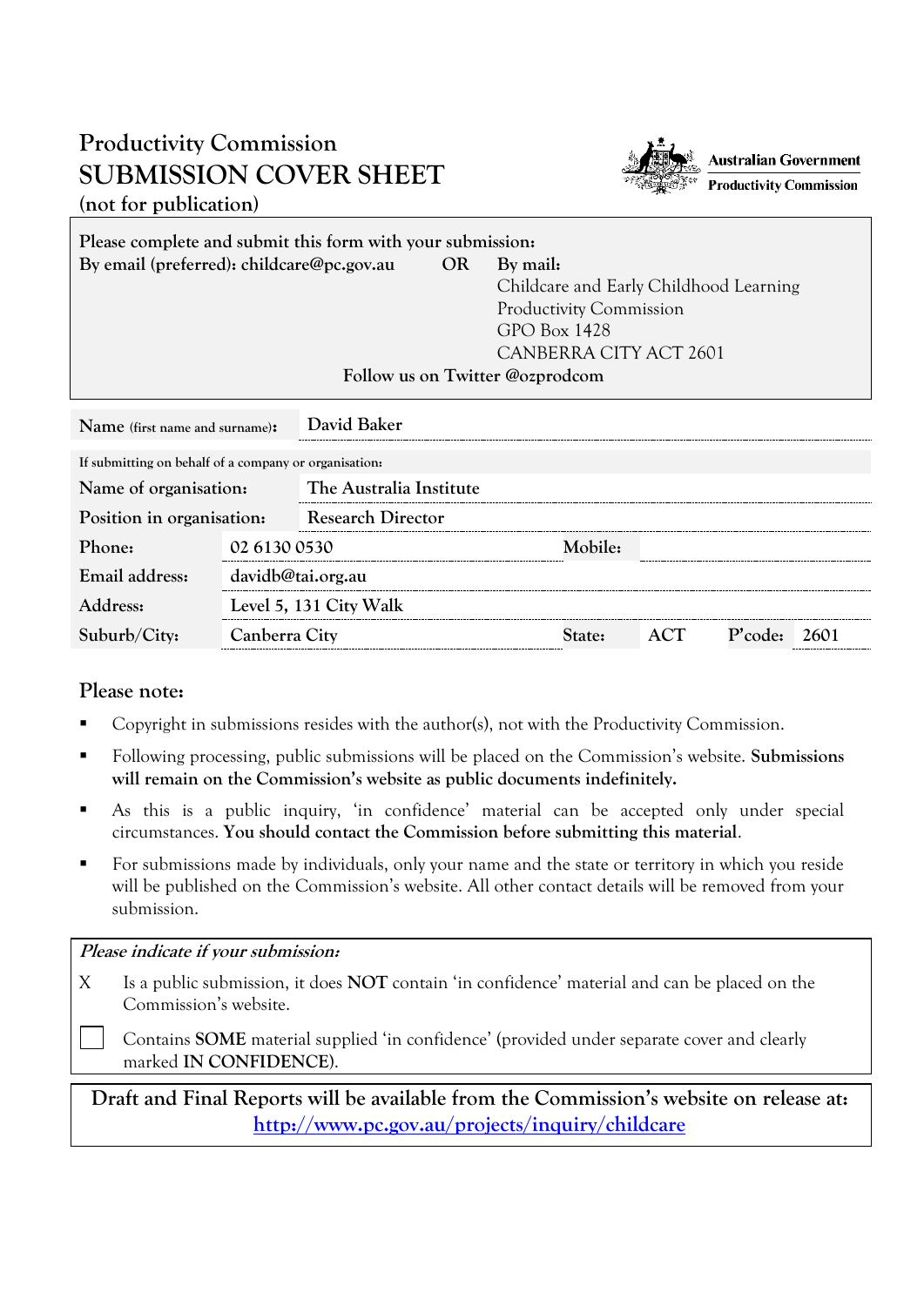# Productivity Commission
# SUBMISSION COVER SHEET
**(not for publication)**

Australian Government
Productivity Commission

**Please complete and submit this form with your submission:**

**By email (preferred): childcare@pc.gov.au** **OR** **By mail:**
Childcare and Early Childhood Learning
Productivity Commission
GPO Box 1428
CANBERRA CITY ACT 2601

**Follow us on Twitter @ozprodcom**

| | |
|---|---|
| **Name** (first name and surname): | David Baker |
| If submitting on behalf of a company or organisation: | |
| Name of organisation: | The Australia Institute |
| Position in organisation: | Research Director |
| Phone: | 02 6130 0530 |
| Mobile: | |
| Email address: | davidb@tai.org.au |
| Address: | Level 5, 131 City Walk |
| Suburb/City: | Canberra City |
| State: | ACT |
| P'code: | 2601 |

## Please note:

- Copyright in submissions resides with the author(s), not with the Productivity Commission.
- Following processing, public submissions will be placed on the Commission's website. **Submissions will remain on the Commission's website as public documents indefinitely.**
- As this is a public inquiry, 'in confidence' material can be accepted only under special circumstances. **You should contact the Commission before submitting this material**.
- For submissions made by individuals, only your name and the state or territory in which you reside will be published on the Commission's website. All other contact details will be removed from your submission.

***Please indicate if your submission:***

X Is a public submission, it does **NOT** contain 'in confidence' material and can be placed on the Commission's website.

☐ Contains **SOME** material supplied 'in confidence' (provided under separate cover and clearly marked **IN CONFIDENCE**).

**Draft and Final Reports will be available from the Commission's website on release at: http://www.pc.gov.au/projects/inquiry/childcare**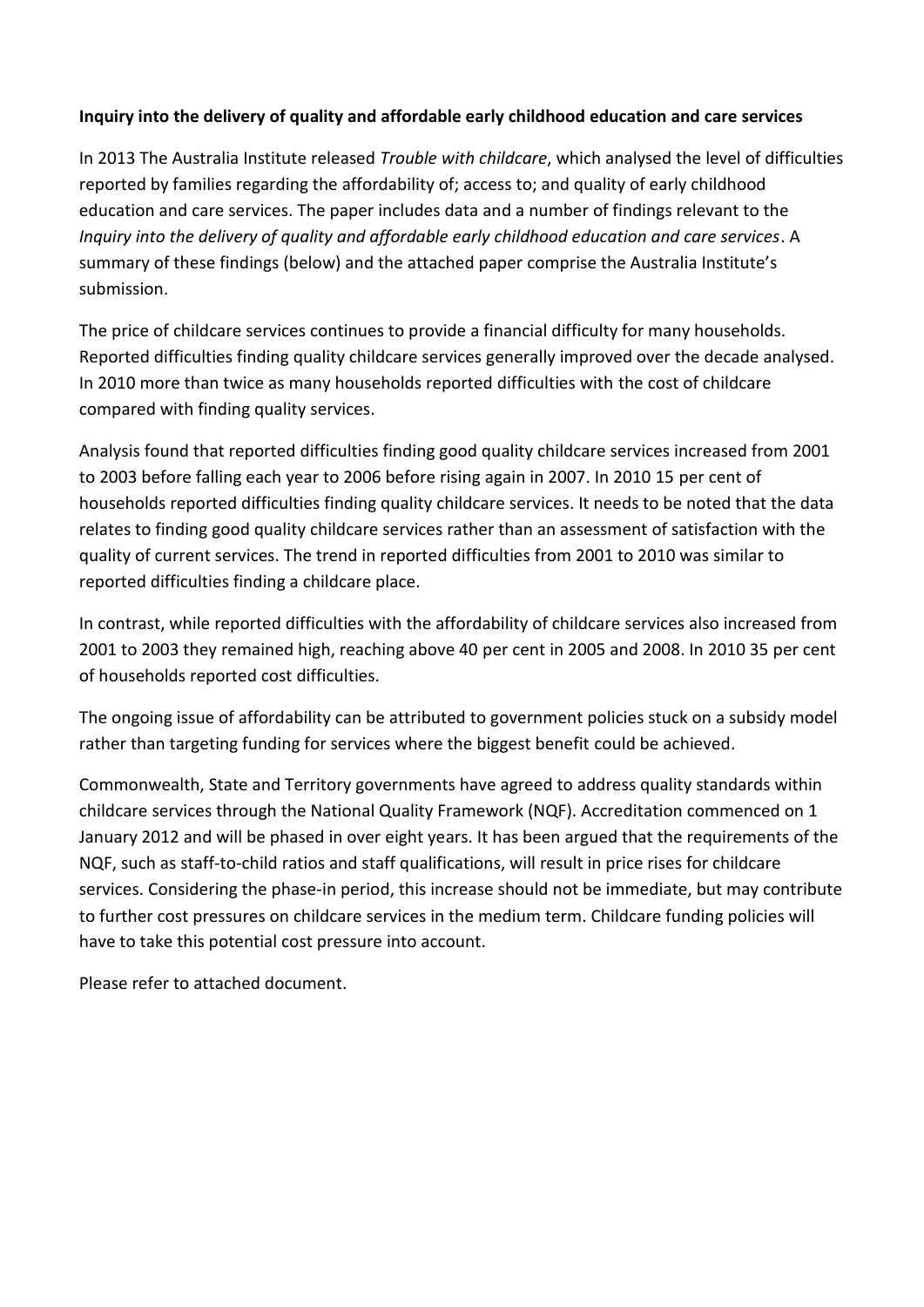**Inquiry into the delivery of quality and affordable early childhood education and care services**

In 2013 The Australia Institute released *Trouble with childcare*, which analysed the level of difficulties reported by families regarding the affordability of; access to; and quality of early childhood education and care services. The paper includes data and a number of findings relevant to the *Inquiry into the delivery of quality and affordable early childhood education and care services*. A summary of these findings (below) and the attached paper comprise the Australia Institute's submission.

The price of childcare services continues to provide a financial difficulty for many households. Reported difficulties finding quality childcare services generally improved over the decade analysed. In 2010 more than twice as many households reported difficulties with the cost of childcare compared with finding quality services.

Analysis found that reported difficulties finding good quality childcare services increased from 2001 to 2003 before falling each year to 2006 before rising again in 2007. In 2010 15 per cent of households reported difficulties finding quality childcare services. It needs to be noted that the data relates to finding good quality childcare services rather than an assessment of satisfaction with the quality of current services. The trend in reported difficulties from 2001 to 2010 was similar to reported difficulties finding a childcare place.

In contrast, while reported difficulties with the affordability of childcare services also increased from 2001 to 2003 they remained high, reaching above 40 per cent in 2005 and 2008. In 2010 35 per cent of households reported cost difficulties.

The ongoing issue of affordability can be attributed to government policies stuck on a subsidy model rather than targeting funding for services where the biggest benefit could be achieved.

Commonwealth, State and Territory governments have agreed to address quality standards within childcare services through the National Quality Framework (NQF). Accreditation commenced on 1 January 2012 and will be phased in over eight years. It has been argued that the requirements of the NQF, such as staff-to-child ratios and staff qualifications, will result in price rises for childcare services. Considering the phase-in period, this increase should not be immediate, but may contribute to further cost pressures on childcare services in the medium term. Childcare funding policies will have to take this potential cost pressure into account.

Please refer to attached document.